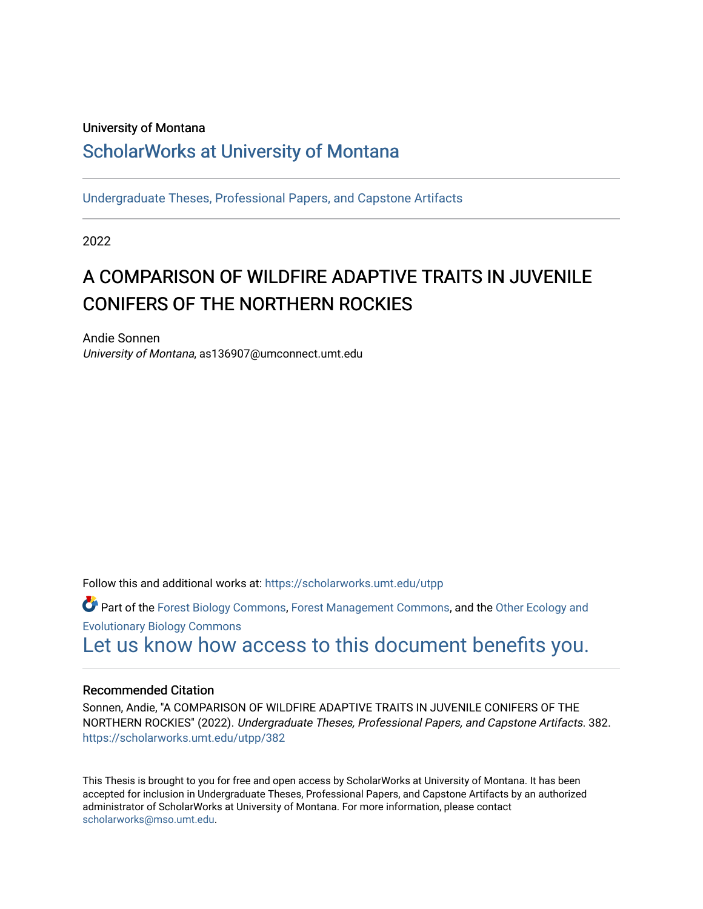University of Montana

## ScholarWorks at University of Montana

Undergraduate Theses, Professional Papers, and Capstone Artifacts

2022

# A COMPARISON OF WILDFIRE ADAPTIVE TRAITS IN JUVENILE CONIFERS OF THE NORTHERN ROCKIES

Andie Sonnen
*University of Montana*, as136907@umconnect.umt.edu

Follow this and additional works at: https://scholarworks.umt.edu/utpp

Part of the Forest Biology Commons, Forest Management Commons, and the Other Ecology and Evolutionary Biology Commons

Let us know how access to this document benefits you.

### Recommended Citation

Sonnen, Andie, "A COMPARISON OF WILDFIRE ADAPTIVE TRAITS IN JUVENILE CONIFERS OF THE NORTHERN ROCKIES" (2022). *Undergraduate Theses, Professional Papers, and Capstone Artifacts*. 382.
https://scholarworks.umt.edu/utpp/382

This Thesis is brought to you for free and open access by ScholarWorks at University of Montana. It has been accepted for inclusion in Undergraduate Theses, Professional Papers, and Capstone Artifacts by an authorized administrator of ScholarWorks at University of Montana. For more information, please contact scholarworks@mso.umt.edu.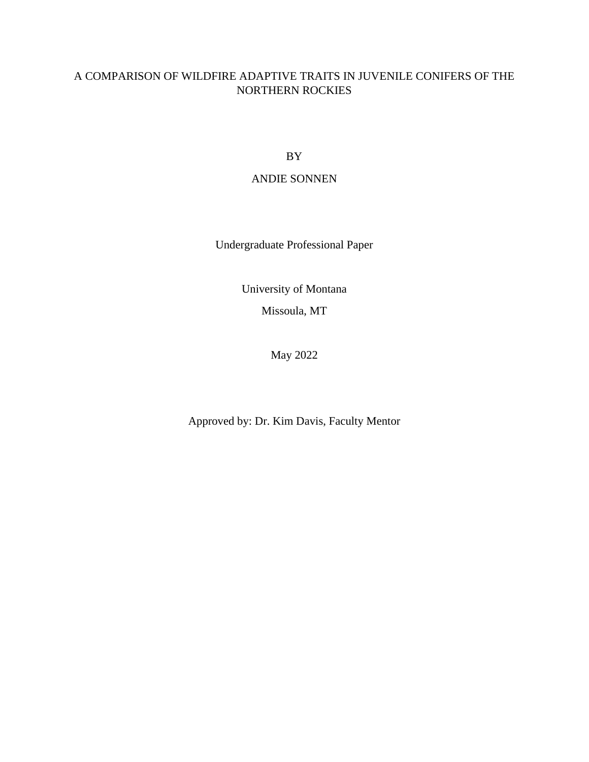# A COMPARISON OF WILDFIRE ADAPTIVE TRAITS IN JUVENILE CONIFERS OF THE NORTHERN ROCKIES

BY

ANDIE SONNEN

Undergraduate Professional Paper

University of Montana

Missoula, MT

May 2022

Approved by: Dr. Kim Davis, Faculty Mentor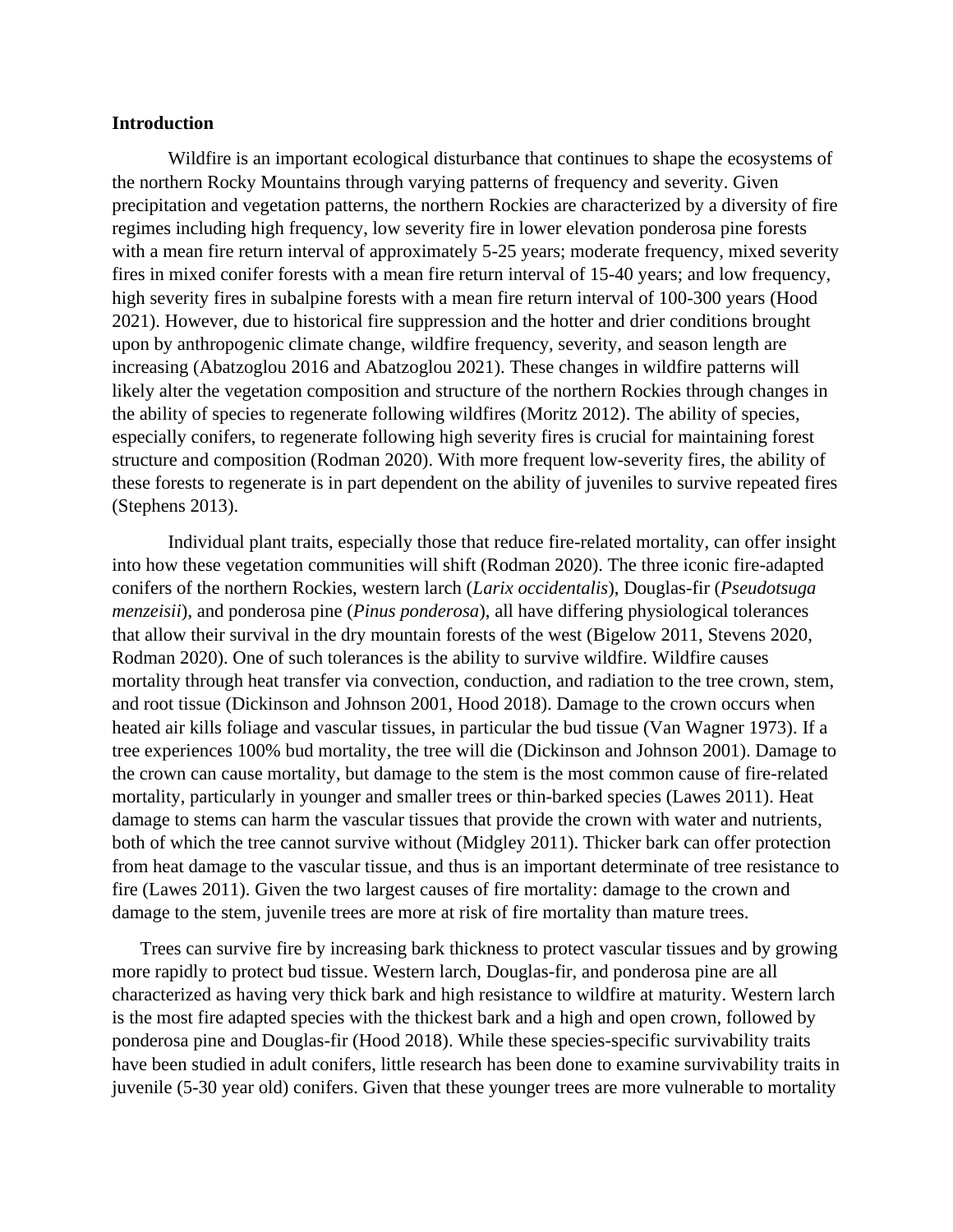## Introduction

Wildfire is an important ecological disturbance that continues to shape the ecosystems of the northern Rocky Mountains through varying patterns of frequency and severity. Given precipitation and vegetation patterns, the northern Rockies are characterized by a diversity of fire regimes including high frequency, low severity fire in lower elevation ponderosa pine forests with a mean fire return interval of approximately 5-25 years; moderate frequency, mixed severity fires in mixed conifer forests with a mean fire return interval of 15-40 years; and low frequency, high severity fires in subalpine forests with a mean fire return interval of 100-300 years (Hood 2021). However, due to historical fire suppression and the hotter and drier conditions brought upon by anthropogenic climate change, wildfire frequency, severity, and season length are increasing (Abatzoglou 2016 and Abatzoglou 2021). These changes in wildfire patterns will likely alter the vegetation composition and structure of the northern Rockies through changes in the ability of species to regenerate following wildfires (Moritz 2012). The ability of species, especially conifers, to regenerate following high severity fires is crucial for maintaining forest structure and composition (Rodman 2020). With more frequent low-severity fires, the ability of these forests to regenerate is in part dependent on the ability of juveniles to survive repeated fires (Stephens 2013).

Individual plant traits, especially those that reduce fire-related mortality, can offer insight into how these vegetation communities will shift (Rodman 2020). The three iconic fire-adapted conifers of the northern Rockies, western larch (*Larix occidentalis*), Douglas-fir (*Pseudotsuga menzeisii*), and ponderosa pine (*Pinus ponderosa*), all have differing physiological tolerances that allow their survival in the dry mountain forests of the west (Bigelow 2011, Stevens 2020, Rodman 2020). One of such tolerances is the ability to survive wildfire. Wildfire causes mortality through heat transfer via convection, conduction, and radiation to the tree crown, stem, and root tissue (Dickinson and Johnson 2001, Hood 2018). Damage to the crown occurs when heated air kills foliage and vascular tissues, in particular the bud tissue (Van Wagner 1973). If a tree experiences 100% bud mortality, the tree will die (Dickinson and Johnson 2001). Damage to the crown can cause mortality, but damage to the stem is the most common cause of fire-related mortality, particularly in younger and smaller trees or thin-barked species (Lawes 2011). Heat damage to stems can harm the vascular tissues that provide the crown with water and nutrients, both of which the tree cannot survive without (Midgley 2011). Thicker bark can offer protection from heat damage to the vascular tissue, and thus is an important determinate of tree resistance to fire (Lawes 2011). Given the two largest causes of fire mortality: damage to the crown and damage to the stem, juvenile trees are more at risk of fire mortality than mature trees.

Trees can survive fire by increasing bark thickness to protect vascular tissues and by growing more rapidly to protect bud tissue. Western larch, Douglas-fir, and ponderosa pine are all characterized as having very thick bark and high resistance to wildfire at maturity. Western larch is the most fire adapted species with the thickest bark and a high and open crown, followed by ponderosa pine and Douglas-fir (Hood 2018). While these species-specific survivability traits have been studied in adult conifers, little research has been done to examine survivability traits in juvenile (5-30 year old) conifers. Given that these younger trees are more vulnerable to mortality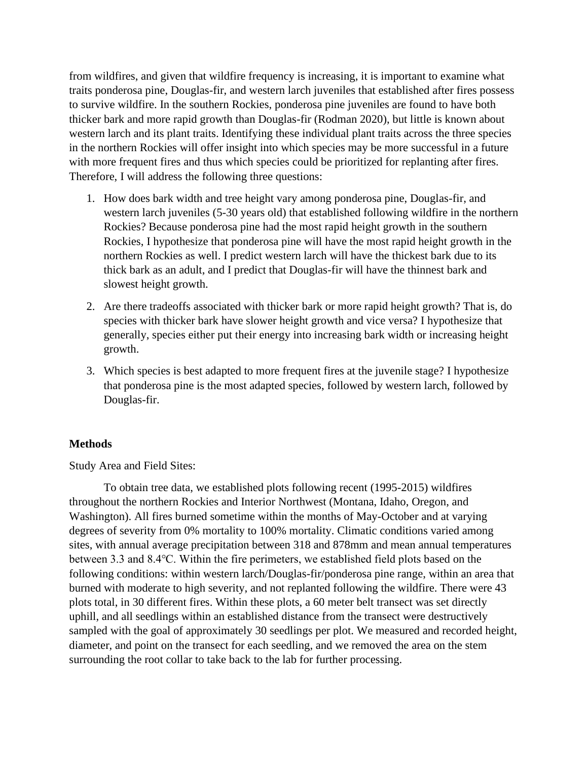from wildfires, and given that wildfire frequency is increasing, it is important to examine what traits ponderosa pine, Douglas-fir, and western larch juveniles that established after fires possess to survive wildfire. In the southern Rockies, ponderosa pine juveniles are found to have both thicker bark and more rapid growth than Douglas-fir (Rodman 2020), but little is known about western larch and its plant traits. Identifying these individual plant traits across the three species in the northern Rockies will offer insight into which species may be more successful in a future with more frequent fires and thus which species could be prioritized for replanting after fires. Therefore, I will address the following three questions:

1. How does bark width and tree height vary among ponderosa pine, Douglas-fir, and western larch juveniles (5-30 years old) that established following wildfire in the northern Rockies? Because ponderosa pine had the most rapid height growth in the southern Rockies, I hypothesize that ponderosa pine will have the most rapid height growth in the northern Rockies as well. I predict western larch will have the thickest bark due to its thick bark as an adult, and I predict that Douglas-fir will have the thinnest bark and slowest height growth.
2. Are there tradeoffs associated with thicker bark or more rapid height growth? That is, do species with thicker bark have slower height growth and vice versa? I hypothesize that generally, species either put their energy into increasing bark width or increasing height growth.
3. Which species is best adapted to more frequent fires at the juvenile stage? I hypothesize that ponderosa pine is the most adapted species, followed by western larch, followed by Douglas-fir.

## Methods

Study Area and Field Sites:

To obtain tree data, we established plots following recent (1995-2015) wildfires throughout the northern Rockies and Interior Northwest (Montana, Idaho, Oregon, and Washington). All fires burned sometime within the months of May-October and at varying degrees of severity from 0% mortality to 100% mortality. Climatic conditions varied among sites, with annual average precipitation between 318 and 878mm and mean annual temperatures between 3.3 and 8.4°C. Within the fire perimeters, we established field plots based on the following conditions: within western larch/Douglas-fir/ponderosa pine range, within an area that burned with moderate to high severity, and not replanted following the wildfire. There were 43 plots total, in 30 different fires. Within these plots, a 60 meter belt transect was set directly uphill, and all seedlings within an established distance from the transect were destructively sampled with the goal of approximately 30 seedlings per plot. We measured and recorded height, diameter, and point on the transect for each seedling, and we removed the area on the stem surrounding the root collar to take back to the lab for further processing.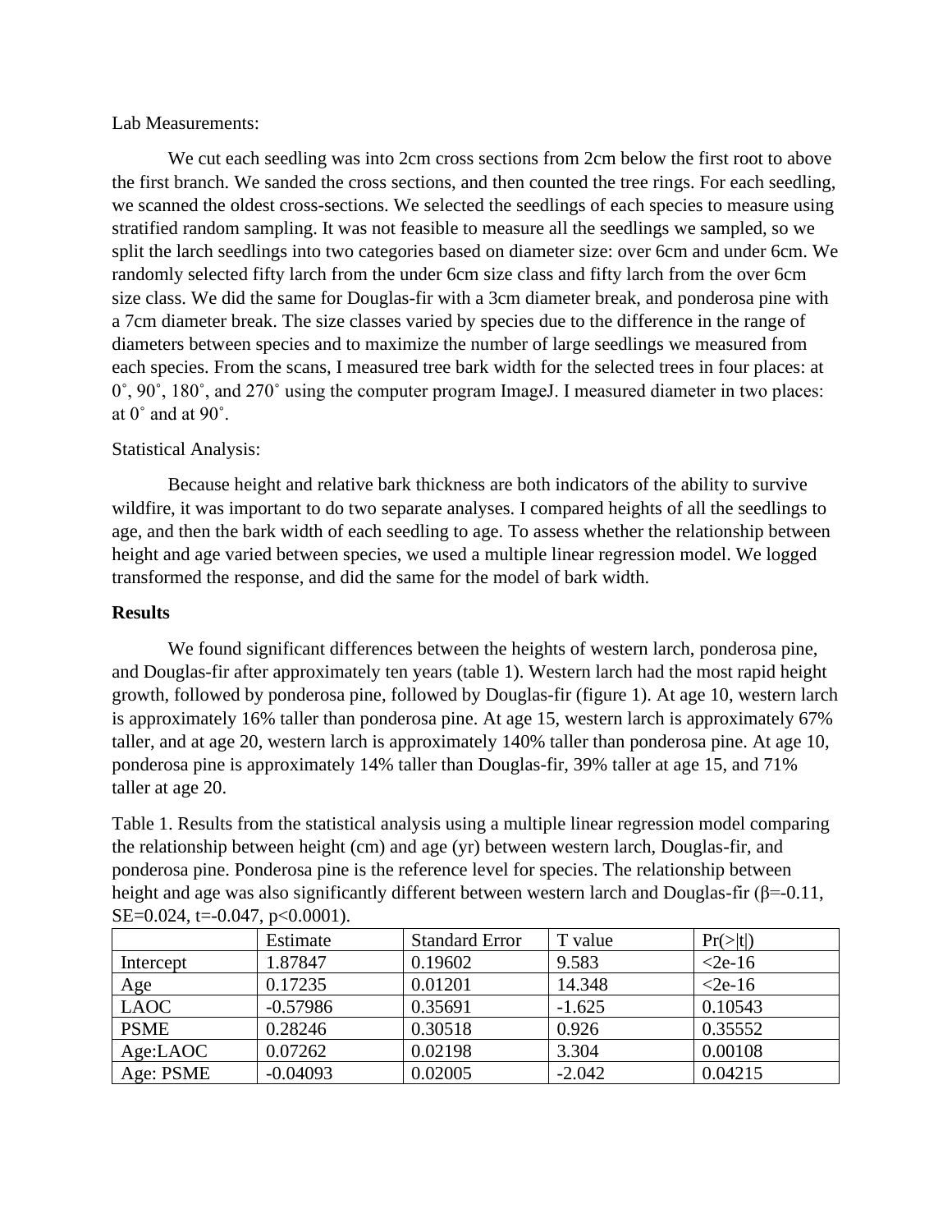Lab Measurements:

We cut each seedling was into 2cm cross sections from 2cm below the first root to above the first branch. We sanded the cross sections, and then counted the tree rings. For each seedling, we scanned the oldest cross-sections. We selected the seedlings of each species to measure using stratified random sampling. It was not feasible to measure all the seedlings we sampled, so we split the larch seedlings into two categories based on diameter size: over 6cm and under 6cm. We randomly selected fifty larch from the under 6cm size class and fifty larch from the over 6cm size class. We did the same for Douglas-fir with a 3cm diameter break, and ponderosa pine with a 7cm diameter break. The size classes varied by species due to the difference in the range of diameters between species and to maximize the number of large seedlings we measured from each species. From the scans, I measured tree bark width for the selected trees in four places: at 0˚, 90˚, 180˚, and 270˚ using the computer program ImageJ. I measured diameter in two places: at 0˚ and at 90˚.

Statistical Analysis:

Because height and relative bark thickness are both indicators of the ability to survive wildfire, it was important to do two separate analyses. I compared heights of all the seedlings to age, and then the bark width of each seedling to age. To assess whether the relationship between height and age varied between species, we used a multiple linear regression model. We logged transformed the response, and did the same for the model of bark width.

**Results**

We found significant differences between the heights of western larch, ponderosa pine, and Douglas-fir after approximately ten years (table 1). Western larch had the most rapid height growth, followed by ponderosa pine, followed by Douglas-fir (figure 1). At age 10, western larch is approximately 16% taller than ponderosa pine. At age 15, western larch is approximately 67% taller, and at age 20, western larch is approximately 140% taller than ponderosa pine. At age 10, ponderosa pine is approximately 14% taller than Douglas-fir, 39% taller at age 15, and 71% taller at age 20.

Table 1. Results from the statistical analysis using a multiple linear regression model comparing the relationship between height (cm) and age (yr) between western larch, Douglas-fir, and ponderosa pine. Ponderosa pine is the reference level for species. The relationship between height and age was also significantly different between western larch and Douglas-fir ($\beta$=-0.11, SE=0.024, t=-0.047, p<0.0001).

| | Estimate | Standard Error | T value | Pr(>\|t\|) |
|---|---|---|---|---|
| Intercept | 1.87847 | 0.19602 | 9.583 | <2e-16 |
| Age | 0.17235 | 0.01201 | 14.348 | <2e-16 |
| LAOC | -0.57986 | 0.35691 | -1.625 | 0.10543 |
| PSME | 0.28246 | 0.30518 | 0.926 | 0.35552 |
| Age:LAOC | 0.07262 | 0.02198 | 3.304 | 0.00108 |
| Age: PSME | -0.04093 | 0.02005 | -2.042 | 0.04215 |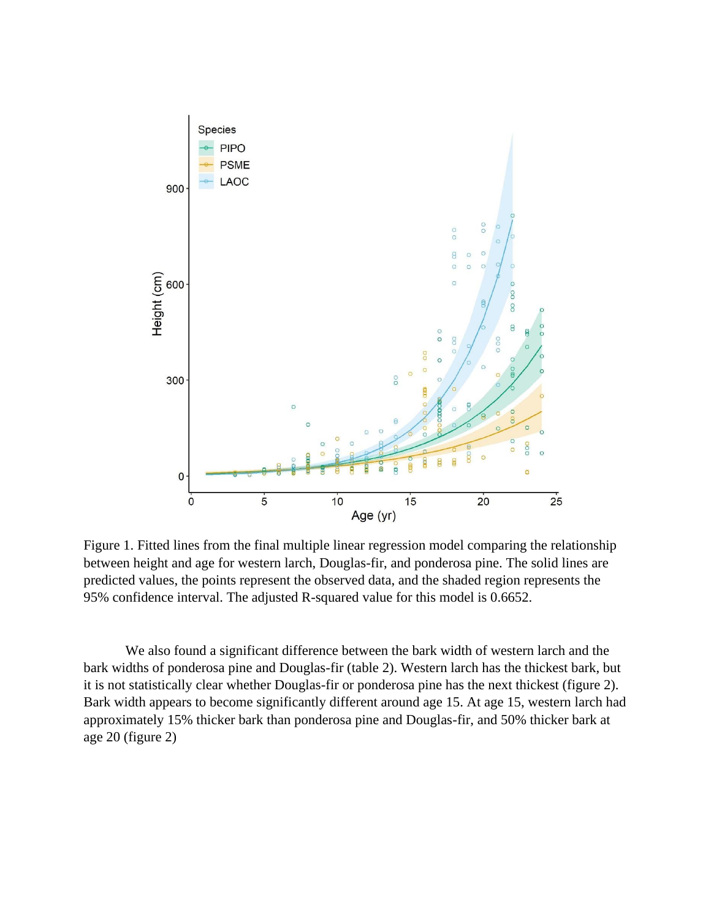Figure 1. Fitted lines from the final multiple linear regression model comparing the relationship between height and age for western larch, Douglas-fir, and ponderosa pine. The solid lines are predicted values, the points represent the observed data, and the shaded region represents the 95% confidence interval. The adjusted R-squared value for this model is 0.6652.

We also found a significant difference between the bark width of western larch and the bark widths of ponderosa pine and Douglas-fir (table 2). Western larch has the thickest bark, but it is not statistically clear whether Douglas-fir or ponderosa pine has the next thickest (figure 2). Bark width appears to become significantly different around age 15. At age 15, western larch had approximately 15% thicker bark than ponderosa pine and Douglas-fir, and 50% thicker bark at age 20 (figure 2)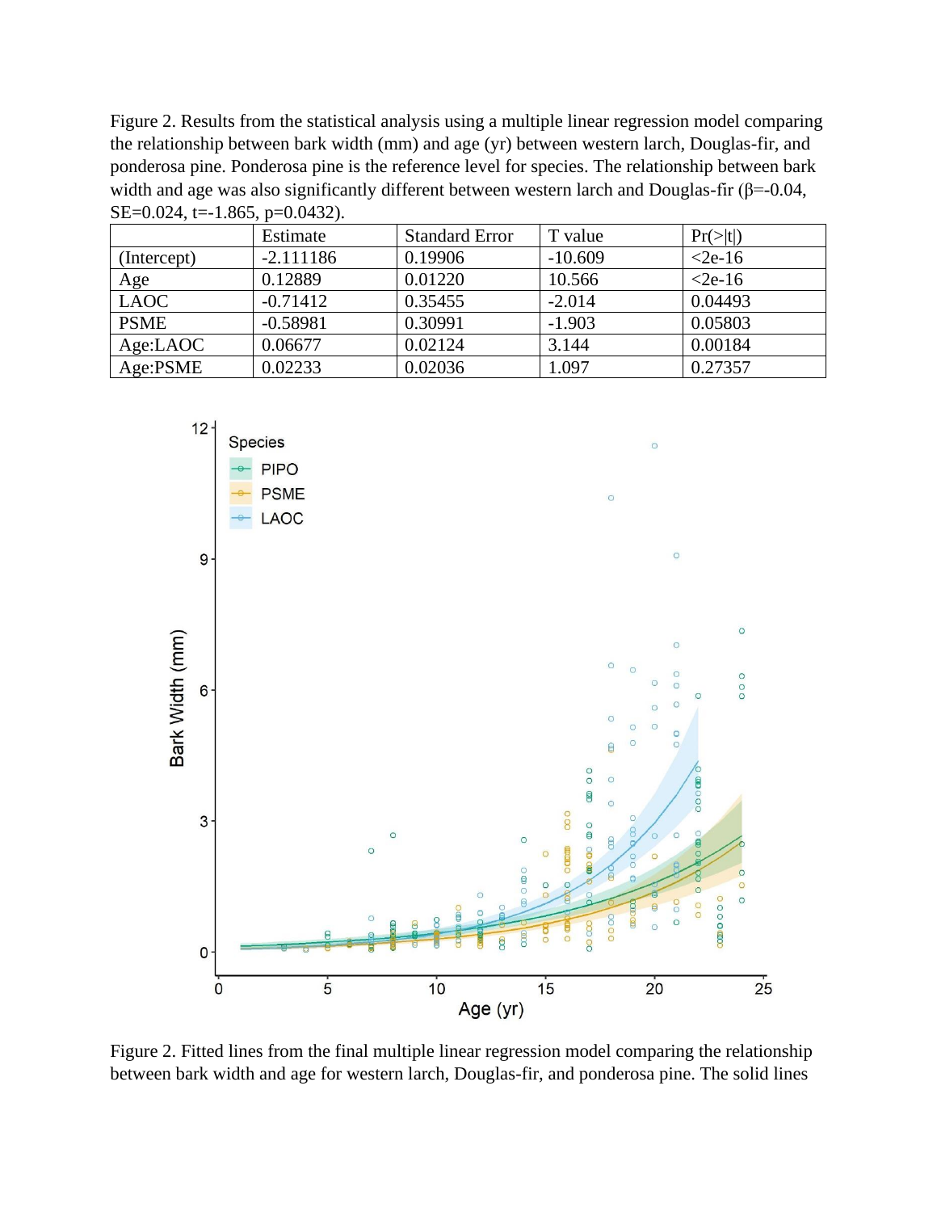Figure 2. Results from the statistical analysis using a multiple linear regression model comparing the relationship between bark width (mm) and age (yr) between western larch, Douglas-fir, and ponderosa pine. Ponderosa pine is the reference level for species. The relationship between bark width and age was also significantly different between western larch and Douglas-fir ($\beta$=-0.04, SE=0.024, t=-1.865, p=0.0432).

| | Estimate | Standard Error | T value | Pr(>\|t\|) |
|---|---|---|---|---|
| (Intercept) | -2.111186 | 0.19906 | -10.609 | <2e-16 |
| Age | 0.12889 | 0.01220 | 10.566 | <2e-16 |
| LAOC | -0.71412 | 0.35455 | -2.014 | 0.04493 |
| PSME | -0.58981 | 0.30991 | -1.903 | 0.05803 |
| Age:LAOC | 0.06677 | 0.02124 | 3.144 | 0.00184 |
| Age:PSME | 0.02233 | 0.02036 | 1.097 | 0.27357 |

Figure 2. Fitted lines from the final multiple linear regression model comparing the relationship between bark width and age for western larch, Douglas-fir, and ponderosa pine. The solid lines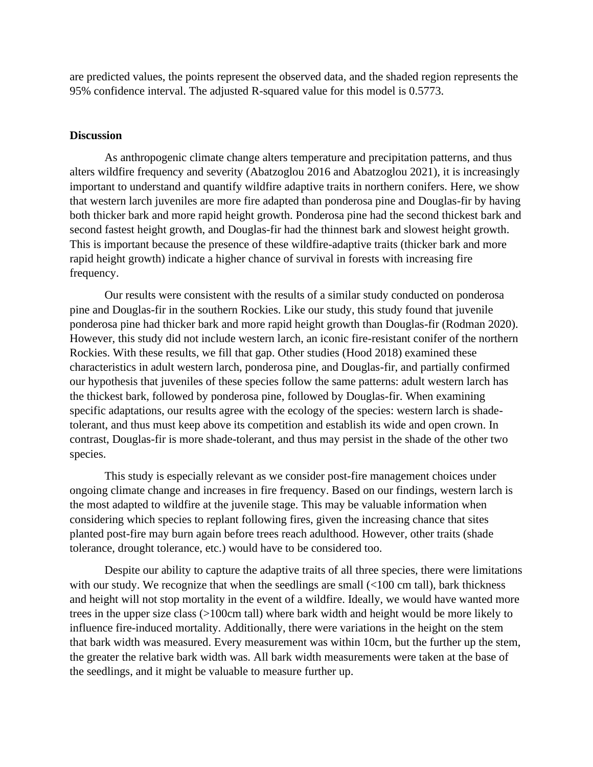are predicted values, the points represent the observed data, and the shaded region represents the 95% confidence interval. The adjusted R-squared value for this model is 0.5773.

## Discussion

As anthropogenic climate change alters temperature and precipitation patterns, and thus alters wildfire frequency and severity (Abatzoglou 2016 and Abatzoglou 2021), it is increasingly important to understand and quantify wildfire adaptive traits in northern conifers. Here, we show that western larch juveniles are more fire adapted than ponderosa pine and Douglas-fir by having both thicker bark and more rapid height growth. Ponderosa pine had the second thickest bark and second fastest height growth, and Douglas-fir had the thinnest bark and slowest height growth. This is important because the presence of these wildfire-adaptive traits (thicker bark and more rapid height growth) indicate a higher chance of survival in forests with increasing fire frequency.

Our results were consistent with the results of a similar study conducted on ponderosa pine and Douglas-fir in the southern Rockies. Like our study, this study found that juvenile ponderosa pine had thicker bark and more rapid height growth than Douglas-fir (Rodman 2020). However, this study did not include western larch, an iconic fire-resistant conifer of the northern Rockies. With these results, we fill that gap. Other studies (Hood 2018) examined these characteristics in adult western larch, ponderosa pine, and Douglas-fir, and partially confirmed our hypothesis that juveniles of these species follow the same patterns: adult western larch has the thickest bark, followed by ponderosa pine, followed by Douglas-fir. When examining specific adaptations, our results agree with the ecology of the species: western larch is shade-tolerant, and thus must keep above its competition and establish its wide and open crown. In contrast, Douglas-fir is more shade-tolerant, and thus may persist in the shade of the other two species.

This study is especially relevant as we consider post-fire management choices under ongoing climate change and increases in fire frequency. Based on our findings, western larch is the most adapted to wildfire at the juvenile stage. This may be valuable information when considering which species to replant following fires, given the increasing chance that sites planted post-fire may burn again before trees reach adulthood. However, other traits (shade tolerance, drought tolerance, etc.) would have to be considered too.

Despite our ability to capture the adaptive traits of all three species, there were limitations with our study. We recognize that when the seedlings are small (<100 cm tall), bark thickness and height will not stop mortality in the event of a wildfire. Ideally, we would have wanted more trees in the upper size class (>100cm tall) where bark width and height would be more likely to influence fire-induced mortality. Additionally, there were variations in the height on the stem that bark width was measured. Every measurement was within 10cm, but the further up the stem, the greater the relative bark width was. All bark width measurements were taken at the base of the seedlings, and it might be valuable to measure further up.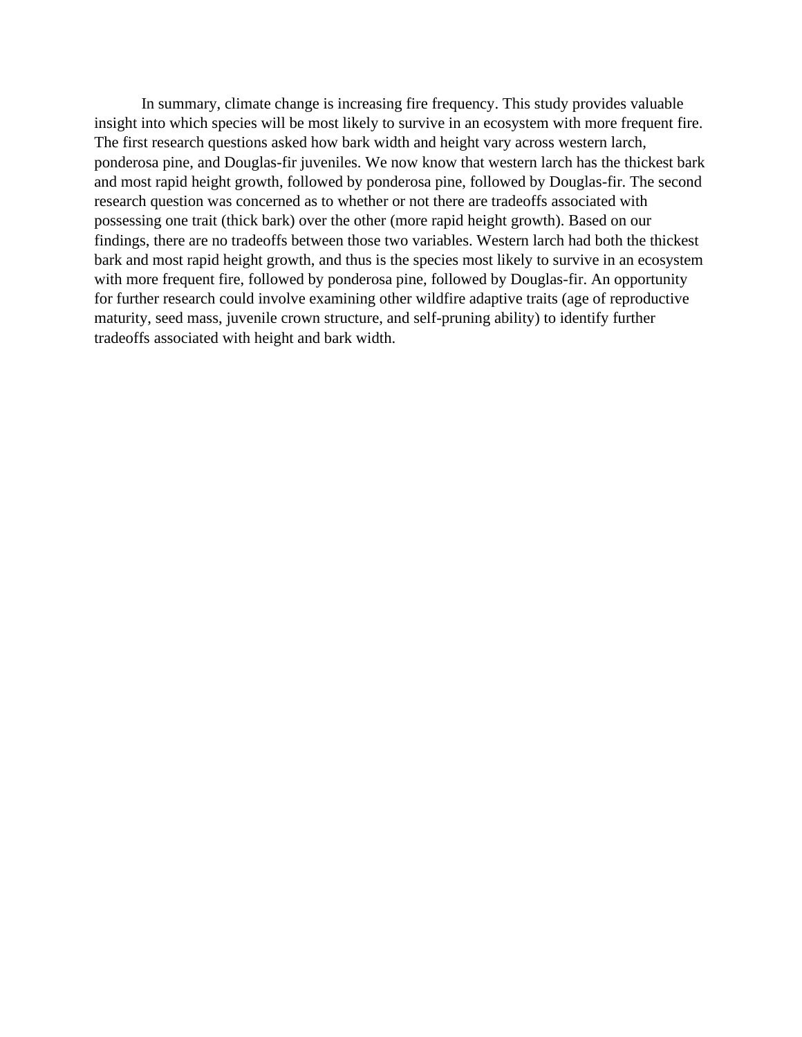In summary, climate change is increasing fire frequency. This study provides valuable insight into which species will be most likely to survive in an ecosystem with more frequent fire. The first research questions asked how bark width and height vary across western larch, ponderosa pine, and Douglas-fir juveniles. We now know that western larch has the thickest bark and most rapid height growth, followed by ponderosa pine, followed by Douglas-fir. The second research question was concerned as to whether or not there are tradeoffs associated with possessing one trait (thick bark) over the other (more rapid height growth). Based on our findings, there are no tradeoffs between those two variables. Western larch had both the thickest bark and most rapid height growth, and thus is the species most likely to survive in an ecosystem with more frequent fire, followed by ponderosa pine, followed by Douglas-fir. An opportunity for further research could involve examining other wildfire adaptive traits (age of reproductive maturity, seed mass, juvenile crown structure, and self-pruning ability) to identify further tradeoffs associated with height and bark width.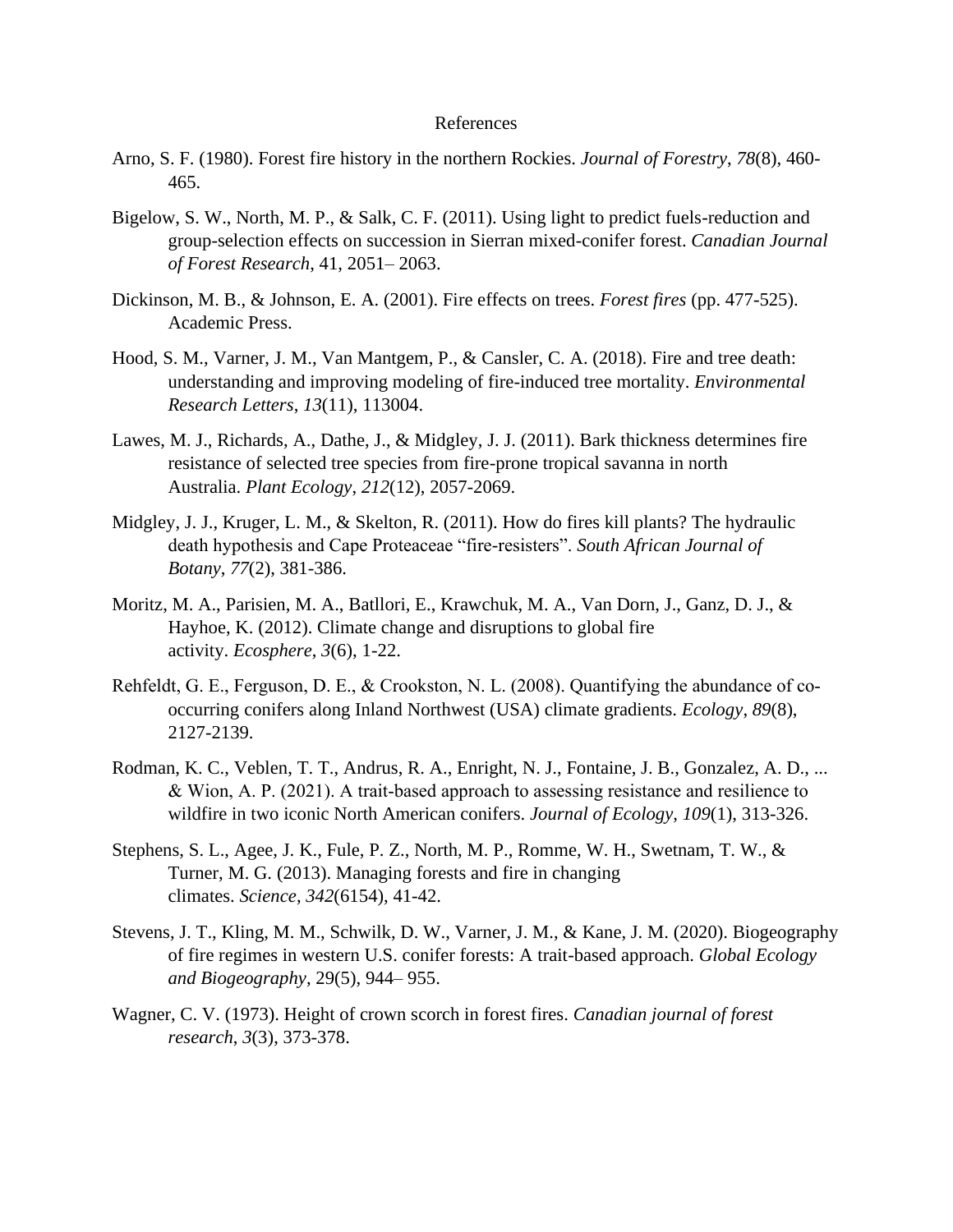# References

Arno, S. F. (1980). Forest fire history in the northern Rockies. *Journal of Forestry*, *78*(8), 460-465.

Bigelow, S. W., North, M. P., & Salk, C. F. (2011). Using light to predict fuels-reduction and group-selection effects on succession in Sierran mixed-conifer forest. *Canadian Journal of Forest Research*, 41, 2051– 2063.

Dickinson, M. B., & Johnson, E. A. (2001). Fire effects on trees. *Forest fires* (pp. 477-525). Academic Press.

Hood, S. M., Varner, J. M., Van Mantgem, P., & Cansler, C. A. (2018). Fire and tree death: understanding and improving modeling of fire-induced tree mortality. *Environmental Research Letters*, *13*(11), 113004.

Lawes, M. J., Richards, A., Dathe, J., & Midgley, J. J. (2011). Bark thickness determines fire resistance of selected tree species from fire-prone tropical savanna in north Australia. *Plant Ecology*, *212*(12), 2057-2069.

Midgley, J. J., Kruger, L. M., & Skelton, R. (2011). How do fires kill plants? The hydraulic death hypothesis and Cape Proteaceae "fire-resisters". *South African Journal of Botany*, *77*(2), 381-386.

Moritz, M. A., Parisien, M. A., Batllori, E., Krawchuk, M. A., Van Dorn, J., Ganz, D. J., & Hayhoe, K. (2012). Climate change and disruptions to global fire activity. *Ecosphere*, *3*(6), 1-22.

Rehfeldt, G. E., Ferguson, D. E., & Crookston, N. L. (2008). Quantifying the abundance of co-occurring conifers along Inland Northwest (USA) climate gradients. *Ecology*, *89*(8), 2127-2139.

Rodman, K. C., Veblen, T. T., Andrus, R. A., Enright, N. J., Fontaine, J. B., Gonzalez, A. D., ... & Wion, A. P. (2021). A trait-based approach to assessing resistance and resilience to wildfire in two iconic North American conifers. *Journal of Ecology*, *109*(1), 313-326.

Stephens, S. L., Agee, J. K., Fule, P. Z., North, M. P., Romme, W. H., Swetnam, T. W., & Turner, M. G. (2013). Managing forests and fire in changing climates. *Science*, *342*(6154), 41-42.

Stevens, J. T., Kling, M. M., Schwilk, D. W., Varner, J. M., & Kane, J. M. (2020). Biogeography of fire regimes in western U.S. conifer forests: A trait-based approach. *Global Ecology and Biogeography*, 29(5), 944– 955.

Wagner, C. V. (1973). Height of crown scorch in forest fires. *Canadian journal of forest research*, *3*(3), 373-378.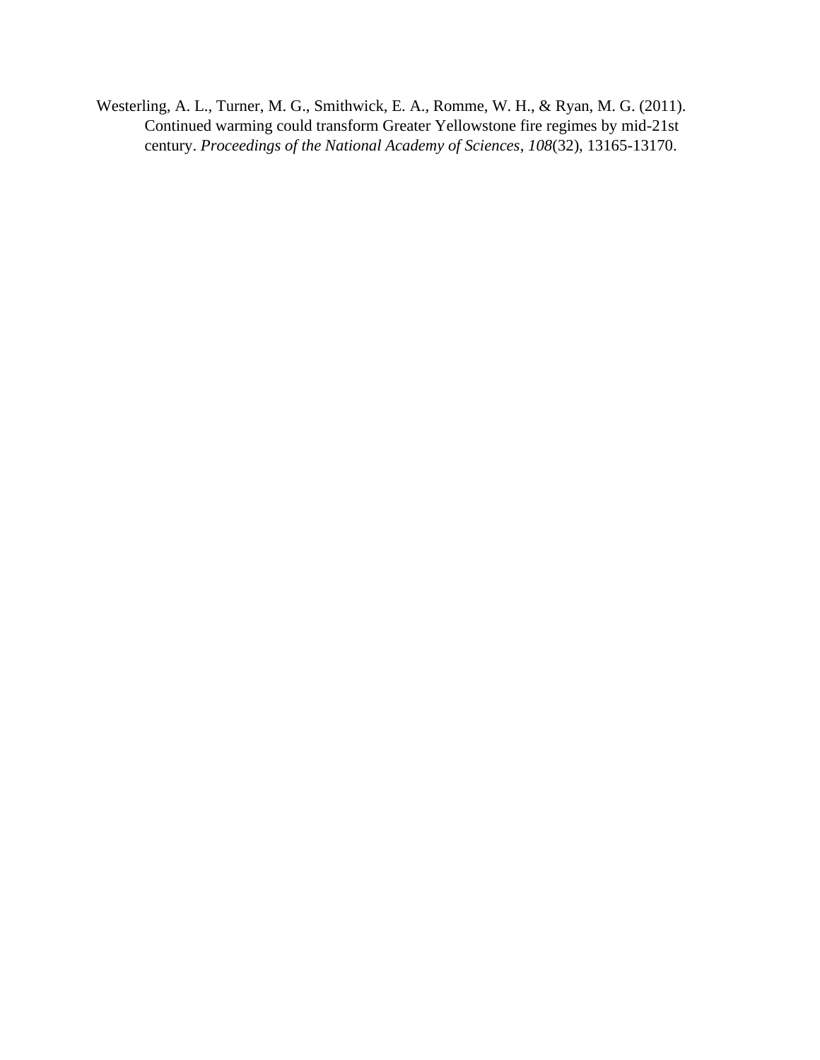Westerling, A. L., Turner, M. G., Smithwick, E. A., Romme, W. H., & Ryan, M. G. (2011). Continued warming could transform Greater Yellowstone fire regimes by mid-21st century. *Proceedings of the National Academy of Sciences*, *108*(32), 13165-13170.